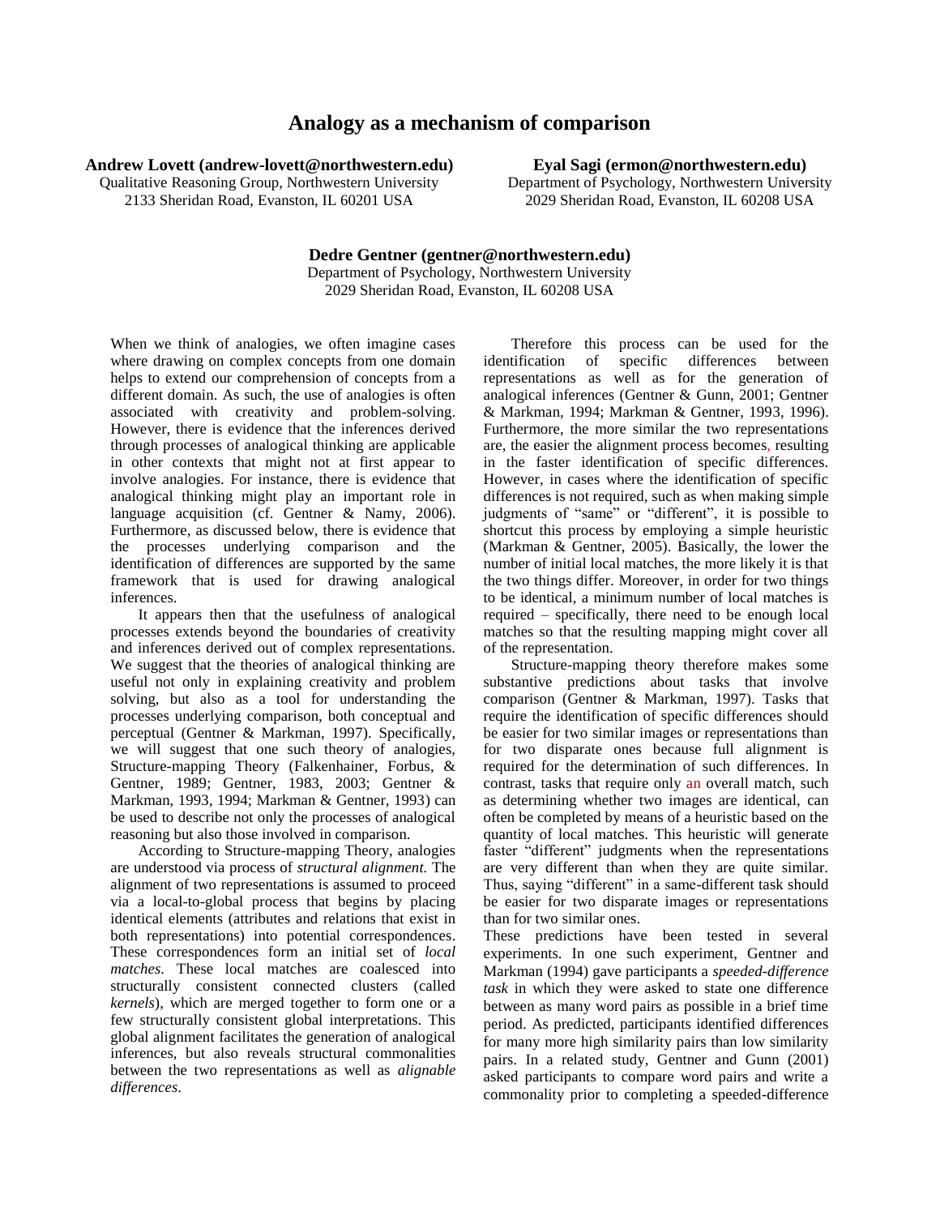# Analogy as a mechanism of comparison

**Andrew Lovett (andrew-lovett@northwestern.edu)**
Qualitative Reasoning Group, Northwestern University
2133 Sheridan Road, Evanston, IL 60201 USA

**Eyal Sagi (ermon@northwestern.edu)**
Department of Psychology, Northwestern University
2029 Sheridan Road, Evanston, IL 60208 USA

**Dedre Gentner (gentner@northwestern.edu)**
Department of Psychology, Northwestern University
2029 Sheridan Road, Evanston, IL 60208 USA

When we think of analogies, we often imagine cases where drawing on complex concepts from one domain helps to extend our comprehension of concepts from a different domain. As such, the use of analogies is often associated with creativity and problem-solving. However, there is evidence that the inferences derived through processes of analogical thinking are applicable in other contexts that might not at first appear to involve analogies. For instance, there is evidence that analogical thinking might play an important role in language acquisition (cf. Gentner & Namy, 2006). Furthermore, as discussed below, there is evidence that the processes underlying comparison and the identification of differences are supported by the same framework that is used for drawing analogical inferences.

It appears then that the usefulness of analogical processes extends beyond the boundaries of creativity and inferences derived out of complex representations. We suggest that the theories of analogical thinking are useful not only in explaining creativity and problem solving, but also as a tool for understanding the processes underlying comparison, both conceptual and perceptual (Gentner & Markman, 1997). Specifically, we will suggest that one such theory of analogies, Structure-mapping Theory (Falkenhainer, Forbus, & Gentner, 1989; Gentner, 1983, 2003; Gentner & Markman, 1993, 1994; Markman & Gentner, 1993) can be used to describe not only the processes of analogical reasoning but also those involved in comparison.

According to Structure-mapping Theory, analogies are understood via process of *structural alignment.* The alignment of two representations is assumed to proceed via a local-to-global process that begins by placing identical elements (attributes and relations that exist in both representations) into potential correspondences. These correspondences form an initial set of *local matches*. These local matches are coalesced into structurally consistent connected clusters (called *kernels*), which are merged together to form one or a few structurally consistent global interpretations. This global alignment facilitates the generation of analogical inferences, but also reveals structural commonalities between the two representations as well as *alignable differences*.

Therefore this process can be used for the identification of specific differences between representations as well as for the generation of analogical inferences (Gentner & Gunn, 2001; Gentner & Markman, 1994; Markman & Gentner, 1993, 1996). Furthermore, the more similar the two representations are, the easier the alignment process becomes, resulting in the faster identification of specific differences. However, in cases where the identification of specific differences is not required, such as when making simple judgments of "same" or "different", it is possible to shortcut this process by employing a simple heuristic (Markman & Gentner, 2005). Basically, the lower the number of initial local matches, the more likely it is that the two things differ. Moreover, in order for two things to be identical, a minimum number of local matches is required – specifically, there need to be enough local matches so that the resulting mapping might cover all of the representation.

Structure-mapping theory therefore makes some substantive predictions about tasks that involve comparison (Gentner & Markman, 1997). Tasks that require the identification of specific differences should be easier for two similar images or representations than for two disparate ones because full alignment is required for the determination of such differences. In contrast, tasks that require only an overall match, such as determining whether two images are identical, can often be completed by means of a heuristic based on the quantity of local matches. This heuristic will generate faster "different" judgments when the representations are very different than when they are quite similar. Thus, saying "different" in a same-different task should be easier for two disparate images or representations than for two similar ones.

These predictions have been tested in several experiments. In one such experiment, Gentner and Markman (1994) gave participants a *speeded-difference task* in which they were asked to state one difference between as many word pairs as possible in a brief time period. As predicted, participants identified differences for many more high similarity pairs than low similarity pairs. In a related study, Gentner and Gunn (2001) asked participants to compare word pairs and write a commonality prior to completing a speeded-difference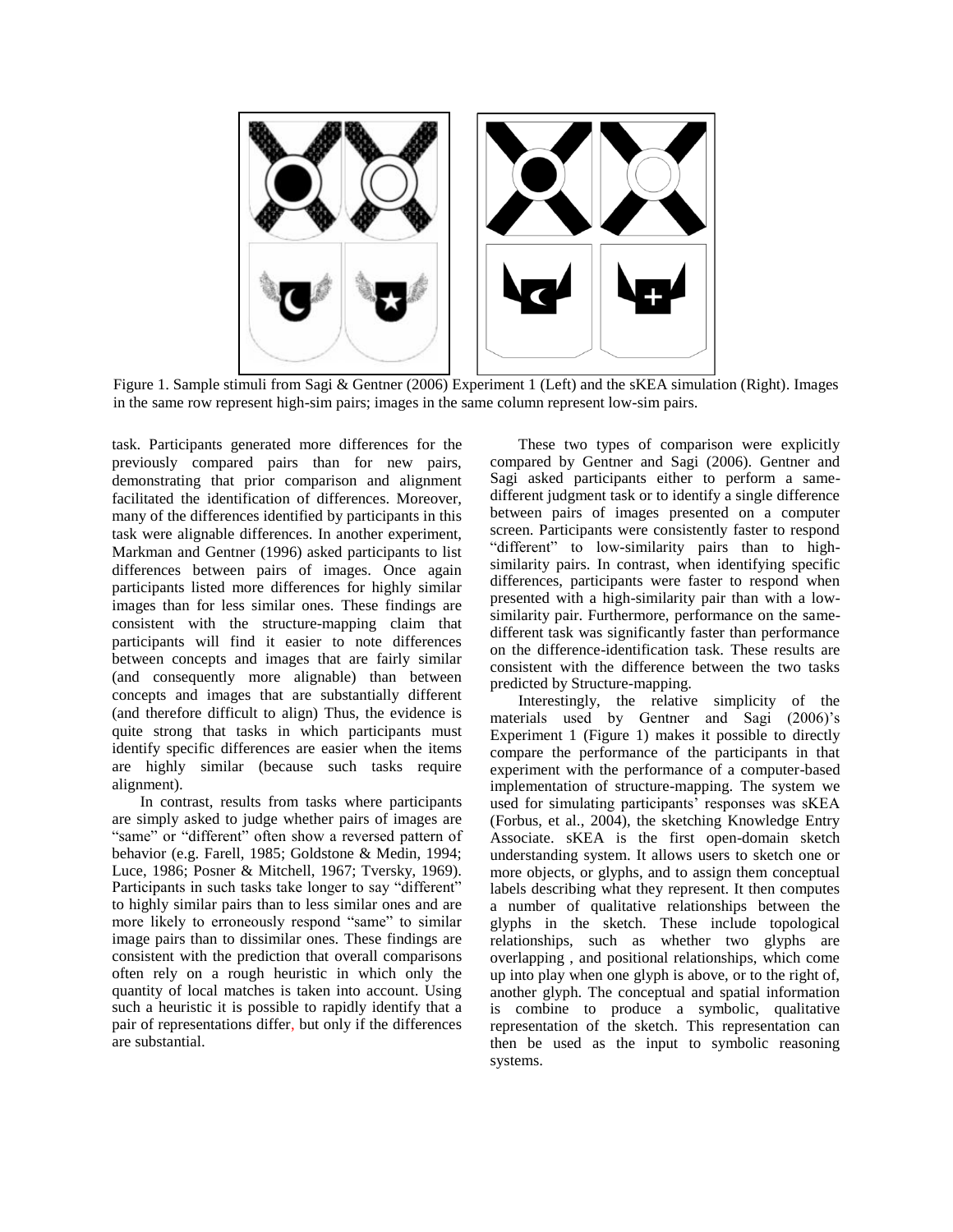Figure 1. Sample stimuli from Sagi & Gentner (2006) Experiment 1 (Left) and the sKEA simulation (Right). Images in the same row represent high-sim pairs; images in the same column represent low-sim pairs.

task. Participants generated more differences for the previously compared pairs than for new pairs, demonstrating that prior comparison and alignment facilitated the identification of differences. Moreover, many of the differences identified by participants in this task were alignable differences. In another experiment, Markman and Gentner (1996) asked participants to list differences between pairs of images. Once again participants listed more differences for highly similar images than for less similar ones. These findings are consistent with the structure-mapping claim that participants will find it easier to note differences between concepts and images that are fairly similar (and consequently more alignable) than between concepts and images that are substantially different (and therefore difficult to align) Thus, the evidence is quite strong that tasks in which participants must identify specific differences are easier when the items are highly similar (because such tasks require alignment).

In contrast, results from tasks where participants are simply asked to judge whether pairs of images are "same" or "different" often show a reversed pattern of behavior (e.g. Farell, 1985; Goldstone & Medin, 1994; Luce, 1986; Posner & Mitchell, 1967; Tversky, 1969). Participants in such tasks take longer to say "different" to highly similar pairs than to less similar ones and are more likely to erroneously respond "same" to similar image pairs than to dissimilar ones. These findings are consistent with the prediction that overall comparisons often rely on a rough heuristic in which only the quantity of local matches is taken into account. Using such a heuristic it is possible to rapidly identify that a pair of representations differ, but only if the differences are substantial.

These two types of comparison were explicitly compared by Gentner and Sagi (2006). Gentner and Sagi asked participants either to perform a same-different judgment task or to identify a single difference between pairs of images presented on a computer screen. Participants were consistently faster to respond "different" to low-similarity pairs than to high-similarity pairs. In contrast, when identifying specific differences, participants were faster to respond when presented with a high-similarity pair than with a low-similarity pair. Furthermore, performance on the same-different task was significantly faster than performance on the difference-identification task. These results are consistent with the difference between the two tasks predicted by Structure-mapping.

Interestingly, the relative simplicity of the materials used by Gentner and Sagi (2006)'s Experiment 1 (Figure 1) makes it possible to directly compare the performance of the participants in that experiment with the performance of a computer-based implementation of structure-mapping. The system we used for simulating participants' responses was sKEA (Forbus, et al., 2004), the sketching Knowledge Entry Associate. sKEA is the first open-domain sketch understanding system. It allows users to sketch one or more objects, or glyphs, and to assign them conceptual labels describing what they represent. It then computes a number of qualitative relationships between the glyphs in the sketch. These include topological relationships, such as whether two glyphs are overlapping , and positional relationships, which come up into play when one glyph is above, or to the right of, another glyph. The conceptual and spatial information is combine to produce a symbolic, qualitative representation of the sketch. This representation can then be used as the input to symbolic reasoning systems.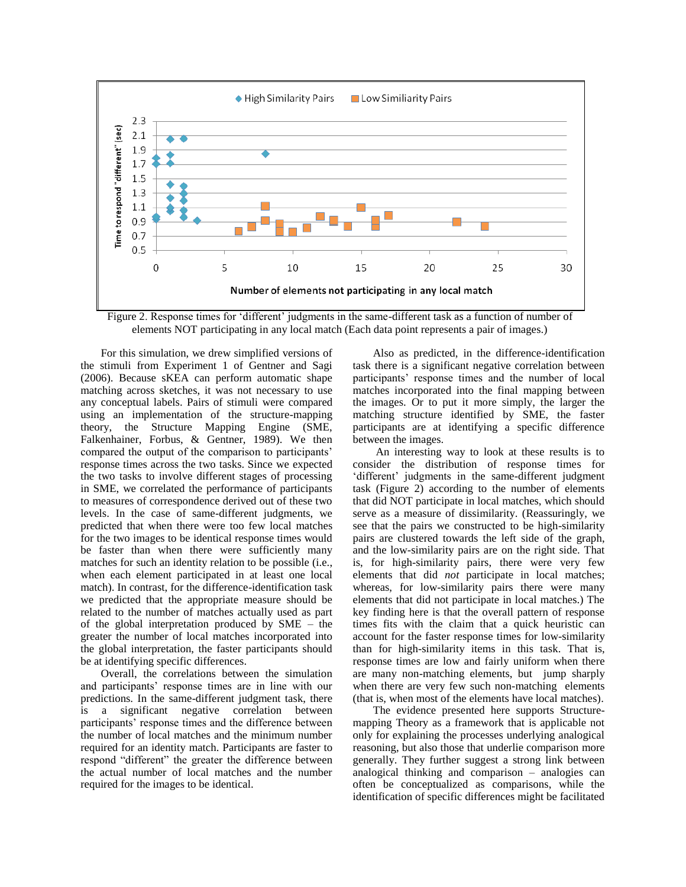Figure 2. Response times for 'different' judgments in the same-different task as a function of number of elements NOT participating in any local match (Each data point represents a pair of images.)

For this simulation, we drew simplified versions of the stimuli from Experiment 1 of Gentner and Sagi (2006). Because sKEA can perform automatic shape matching across sketches, it was not necessary to use any conceptual labels. Pairs of stimuli were compared using an implementation of the structure-mapping theory, the Structure Mapping Engine (SME, Falkenhainer, Forbus, & Gentner, 1989). We then compared the output of the comparison to participants' response times across the two tasks. Since we expected the two tasks to involve different stages of processing in SME, we correlated the performance of participants to measures of correspondence derived out of these two levels. In the case of same-different judgments, we predicted that when there were too few local matches for the two images to be identical response times would be faster than when there were sufficiently many matches for such an identity relation to be possible (i.e., when each element participated in at least one local match). In contrast, for the difference-identification task we predicted that the appropriate measure should be related to the number of matches actually used as part of the global interpretation produced by SME – the greater the number of local matches incorporated into the global interpretation, the faster participants should be at identifying specific differences.

Overall, the correlations between the simulation and participants' response times are in line with our predictions. In the same-different judgment task, there is a significant negative correlation between participants' response times and the difference between the number of local matches and the minimum number required for an identity match. Participants are faster to respond "different" the greater the difference between the actual number of local matches and the number required for the images to be identical.

Also as predicted, in the difference-identification task there is a significant negative correlation between participants' response times and the number of local matches incorporated into the final mapping between the images. Or to put it more simply, the larger the matching structure identified by SME, the faster participants are at identifying a specific difference between the images.

An interesting way to look at these results is to consider the distribution of response times for 'different' judgments in the same-different judgment task (Figure 2) according to the number of elements that did NOT participate in local matches, which should serve as a measure of dissimilarity. (Reassuringly, we see that the pairs we constructed to be high-similarity pairs are clustered towards the left side of the graph, and the low-similarity pairs are on the right side. That is, for high-similarity pairs, there were very few elements that did *not* participate in local matches; whereas, for low-similarity pairs there were many elements that did not participate in local matches.) The key finding here is that the overall pattern of response times fits with the claim that a quick heuristic can account for the faster response times for low-similarity than for high-similarity items in this task. That is, response times are low and fairly uniform when there are many non-matching elements, but jump sharply when there are very few such non-matching elements (that is, when most of the elements have local matches).

The evidence presented here supports Structure-mapping Theory as a framework that is applicable not only for explaining the processes underlying analogical reasoning, but also those that underlie comparison more generally. They further suggest a strong link between analogical thinking and comparison – analogies can often be conceptualized as comparisons, while the identification of specific differences might be facilitated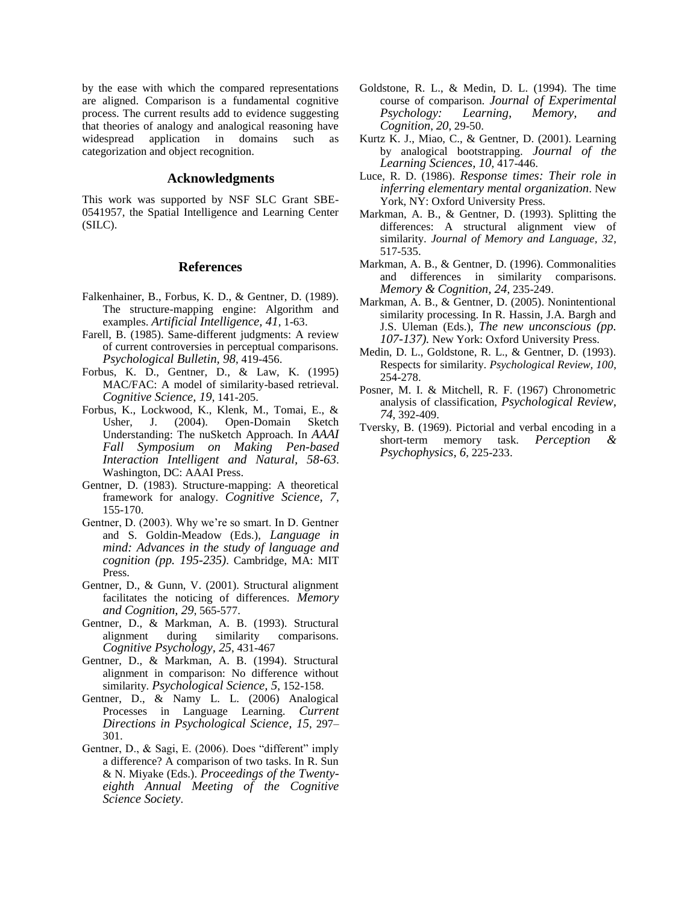by the ease with which the compared representations are aligned. Comparison is a fundamental cognitive process. The current results add to evidence suggesting that theories of analogy and analogical reasoning have widespread application in domains such as categorization and object recognition.

## Acknowledgments

This work was supported by NSF SLC Grant SBE-0541957, the Spatial Intelligence and Learning Center (SILC).

## References

Falkenhainer, B., Forbus, K. D., & Gentner, D. (1989). The structure-mapping engine: Algorithm and examples. *Artificial Intelligence, 41*, 1-63.

Farell, B. (1985). Same-different judgments: A review of current controversies in perceptual comparisons. *Psychological Bulletin, 98*, 419-456.

Forbus, K. D., Gentner, D., & Law, K. (1995) MAC/FAC: A model of similarity-based retrieval. *Cognitive Science, 19*, 141-205.

Forbus, K., Lockwood, K., Klenk, M., Tomai, E., & Usher, J. (2004). Open-Domain Sketch Understanding: The nuSketch Approach. In *AAAI Fall Symposium on Making Pen-based Interaction Intelligent and Natural, 58-63*. Washington, DC: AAAI Press.

Gentner, D. (1983). Structure-mapping: A theoretical framework for analogy. *Cognitive Science, 7*, 155-170.

Gentner, D. (2003). Why we're so smart. In D. Gentner and S. Goldin-Meadow (Eds.), *Language in mind: Advances in the study of language and cognition (pp. 195-235)*. Cambridge, MA: MIT Press.

Gentner, D., & Gunn, V. (2001). Structural alignment facilitates the noticing of differences. *Memory and Cognition, 29*, 565-577.

Gentner, D., & Markman, A. B. (1993). Structural alignment during similarity comparisons. *Cognitive Psychology, 25*, 431-467

Gentner, D., & Markman, A. B. (1994). Structural alignment in comparison: No difference without similarity. *Psychological Science, 5*, 152-158.

Gentner, D., & Namy L. L. (2006) Analogical Processes in Language Learning. *Current Directions in Psychological Science, 15*, 297–301.

Gentner, D., & Sagi, E. (2006). Does "different" imply a difference? A comparison of two tasks. In R. Sun & N. Miyake (Eds.). *Proceedings of the Twenty-eighth Annual Meeting of the Cognitive Science Society*.

Goldstone, R. L., & Medin, D. L. (1994). The time course of comparison. *Journal of Experimental Psychology: Learning, Memory, and Cognition, 20*, 29-50.

Kurtz K. J., Miao, C., & Gentner, D. (2001). Learning by analogical bootstrapping. *Journal of the Learning Sciences, 10*, 417-446.

Luce, R. D. (1986). *Response times: Their role in inferring elementary mental organization*. New York, NY: Oxford University Press.

Markman, A. B., & Gentner, D. (1993). Splitting the differences: A structural alignment view of similarity. *Journal of Memory and Language, 32*, 517-535.

Markman, A. B., & Gentner, D. (1996). Commonalities and differences in similarity comparisons. *Memory & Cognition, 24*, 235-249.

Markman, A. B., & Gentner, D. (2005). Nonintentional similarity processing. In R. Hassin, J.A. Bargh and J.S. Uleman (Eds.), *The new unconscious (pp. 107-137)*. New York: Oxford University Press.

Medin, D. L., Goldstone, R. L., & Gentner, D. (1993). Respects for similarity. *Psychological Review, 100*, 254-278.

Posner, M. I. & Mitchell, R. F. (1967) Chronometric analysis of classification, *Psychological Review, 74*, 392-409.

Tversky, B. (1969). Pictorial and verbal encoding in a short-term memory task. *Perception & Psychophysics, 6*, 225-233.